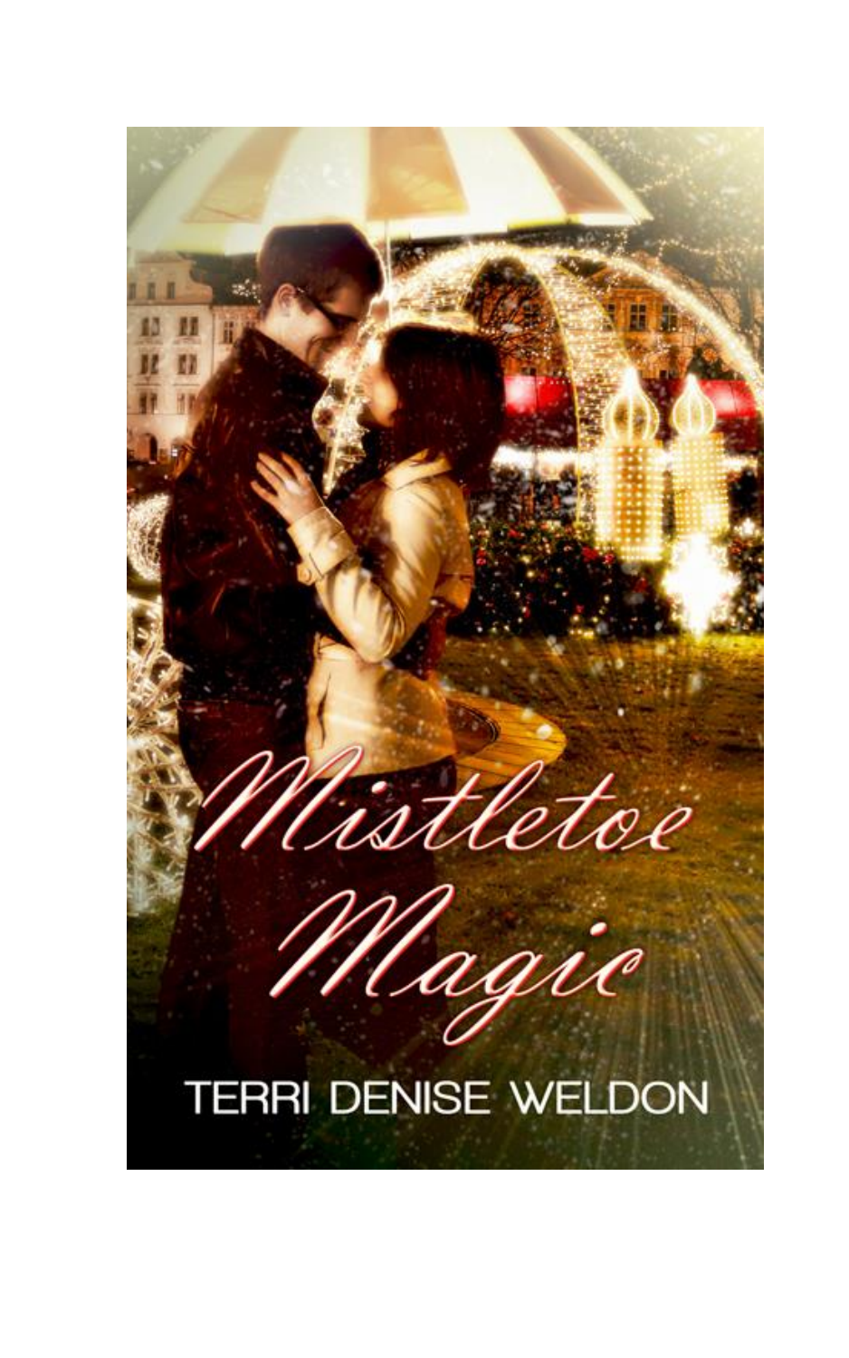# Mistletoe Magic

TERRI DENISE WELDON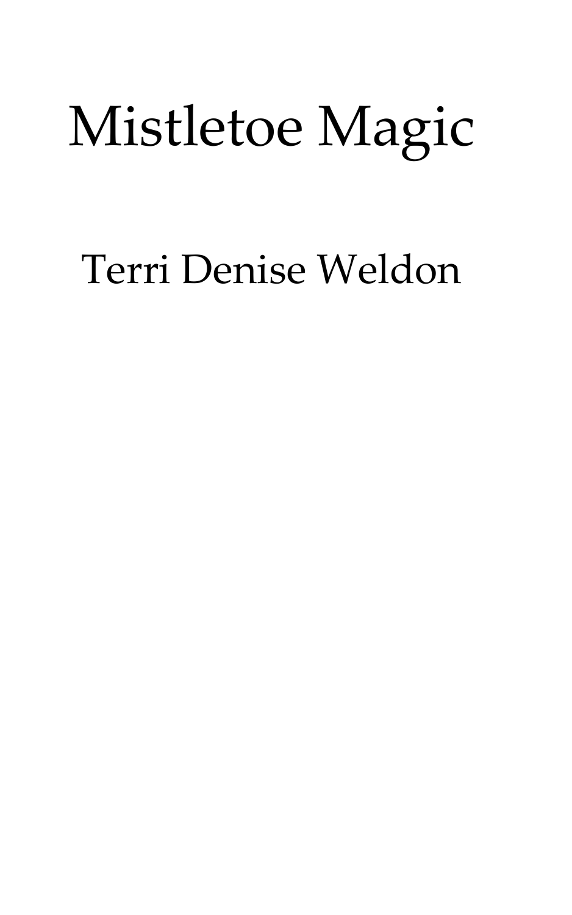# Mistletoe Magic

Terri Denise Weldon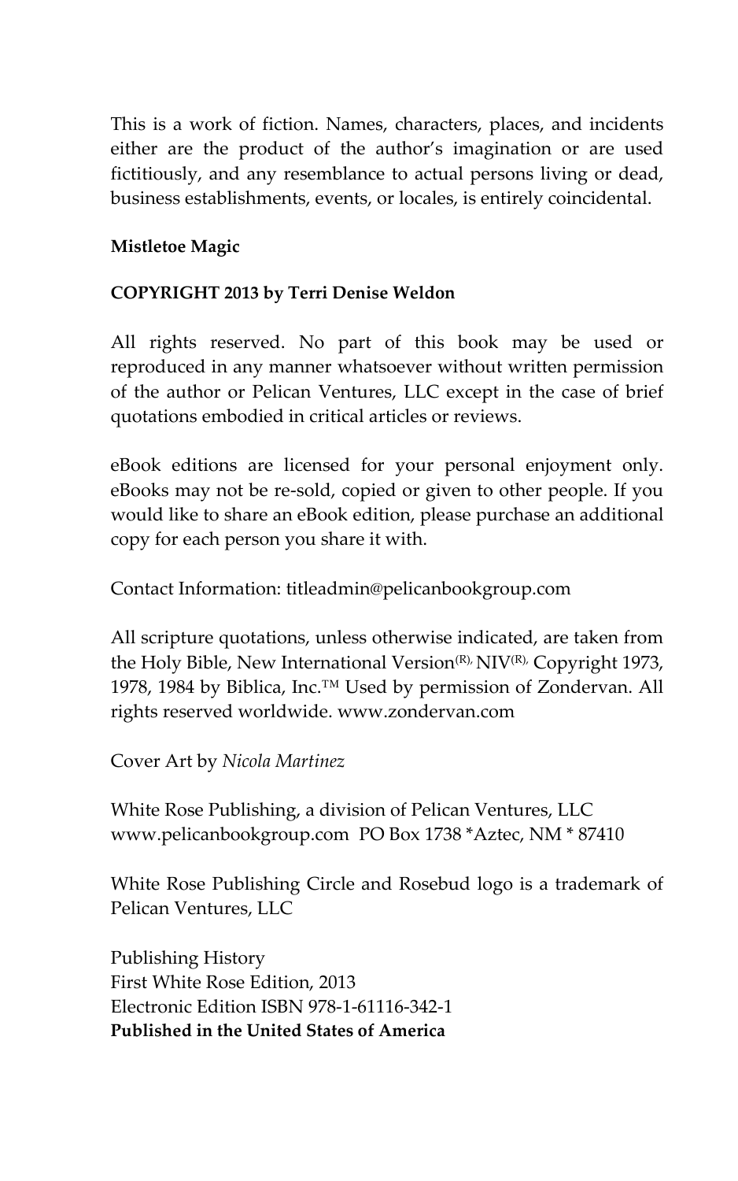This is a work of fiction. Names, characters, places, and incidents either are the product of the author's imagination or are used fictitiously, and any resemblance to actual persons living or dead, business establishments, events, or locales, is entirely coincidental.

**Mistletoe Magic**

**COPYRIGHT 2013 by Terri Denise Weldon**

All rights reserved. No part of this book may be used or reproduced in any manner whatsoever without written permission of the author or Pelican Ventures, LLC except in the case of brief quotations embodied in critical articles or reviews.

eBook editions are licensed for your personal enjoyment only. eBooks may not be re-sold, copied or given to other people. If you would like to share an eBook edition, please purchase an additional copy for each person you share it with.

Contact Information: titleadmin@pelicanbookgroup.com

All scripture quotations, unless otherwise indicated, are taken from the Holy Bible, New International Version(R), NIV(R), Copyright 1973, 1978, 1984 by Biblica, Inc.™ Used by permission of Zondervan. All rights reserved worldwide. www.zondervan.com

Cover Art by *Nicola Martinez*

White Rose Publishing, a division of Pelican Ventures, LLC
www.pelicanbookgroup.com PO Box 1738 *Aztec, NM * 87410

White Rose Publishing Circle and Rosebud logo is a trademark of Pelican Ventures, LLC

Publishing History
First White Rose Edition, 2013
Electronic Edition ISBN 978-1-61116-342-1
**Published in the United States of America**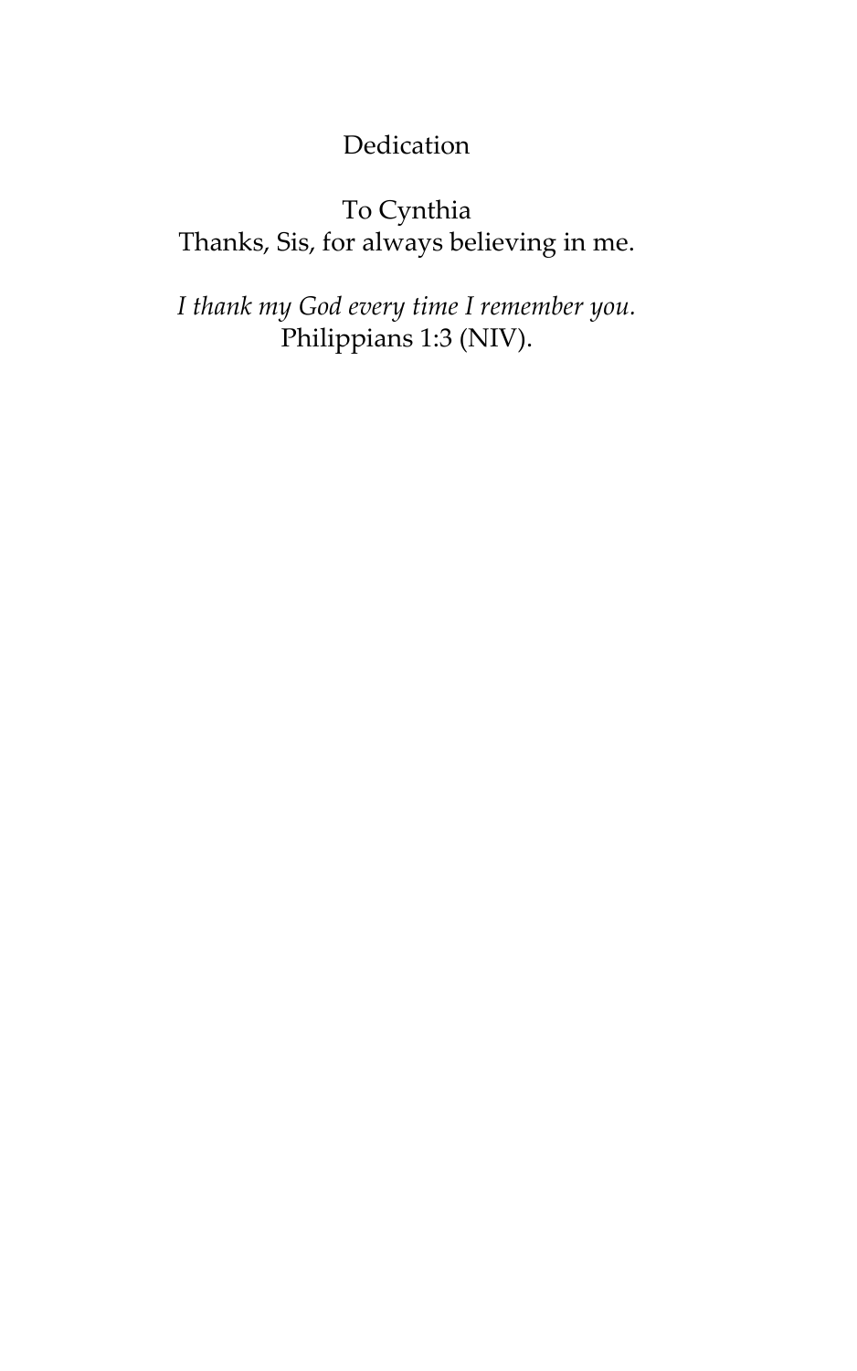# Dedication

To Cynthia
Thanks, Sis, for always believing in me.

*I thank my God every time I remember you.*
Philippians 1:3 (NIV).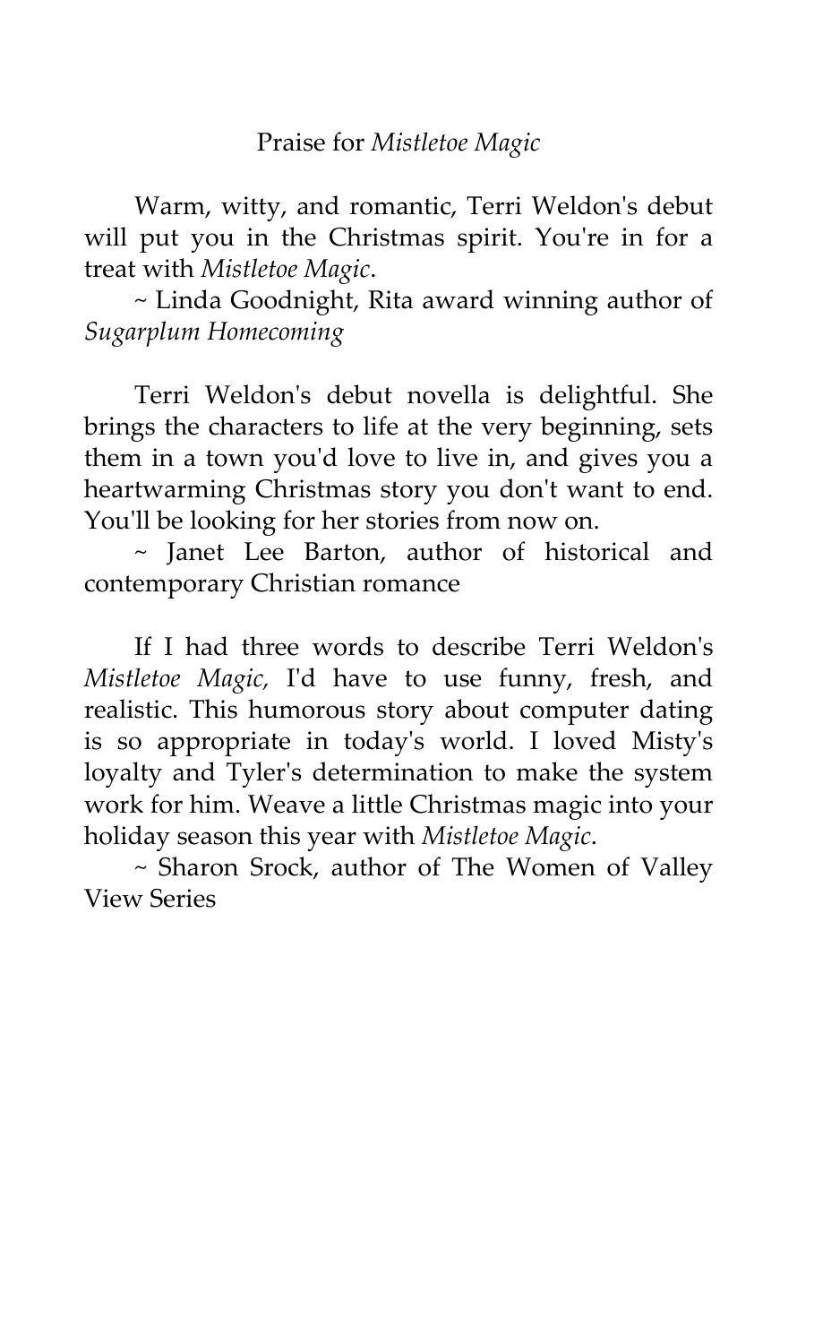## Praise for *Mistletoe Magic*

Warm, witty, and romantic, Terri Weldon's debut will put you in the Christmas spirit. You're in for a treat with *Mistletoe Magic*.

~ Linda Goodnight, Rita award winning author of *Sugarplum Homecoming*

Terri Weldon's debut novella is delightful. She brings the characters to life at the very beginning, sets them in a town you'd love to live in, and gives you a heartwarming Christmas story you don't want to end. You'll be looking for her stories from now on.

~ Janet Lee Barton, author of historical and contemporary Christian romance

If I had three words to describe Terri Weldon's *Mistletoe Magic,* I'd have to use funny, fresh, and realistic. This humorous story about computer dating is so appropriate in today's world. I loved Misty's loyalty and Tyler's determination to make the system work for him. Weave a little Christmas magic into your holiday season this year with *Mistletoe Magic*.

~ Sharon Srock, author of The Women of Valley View Series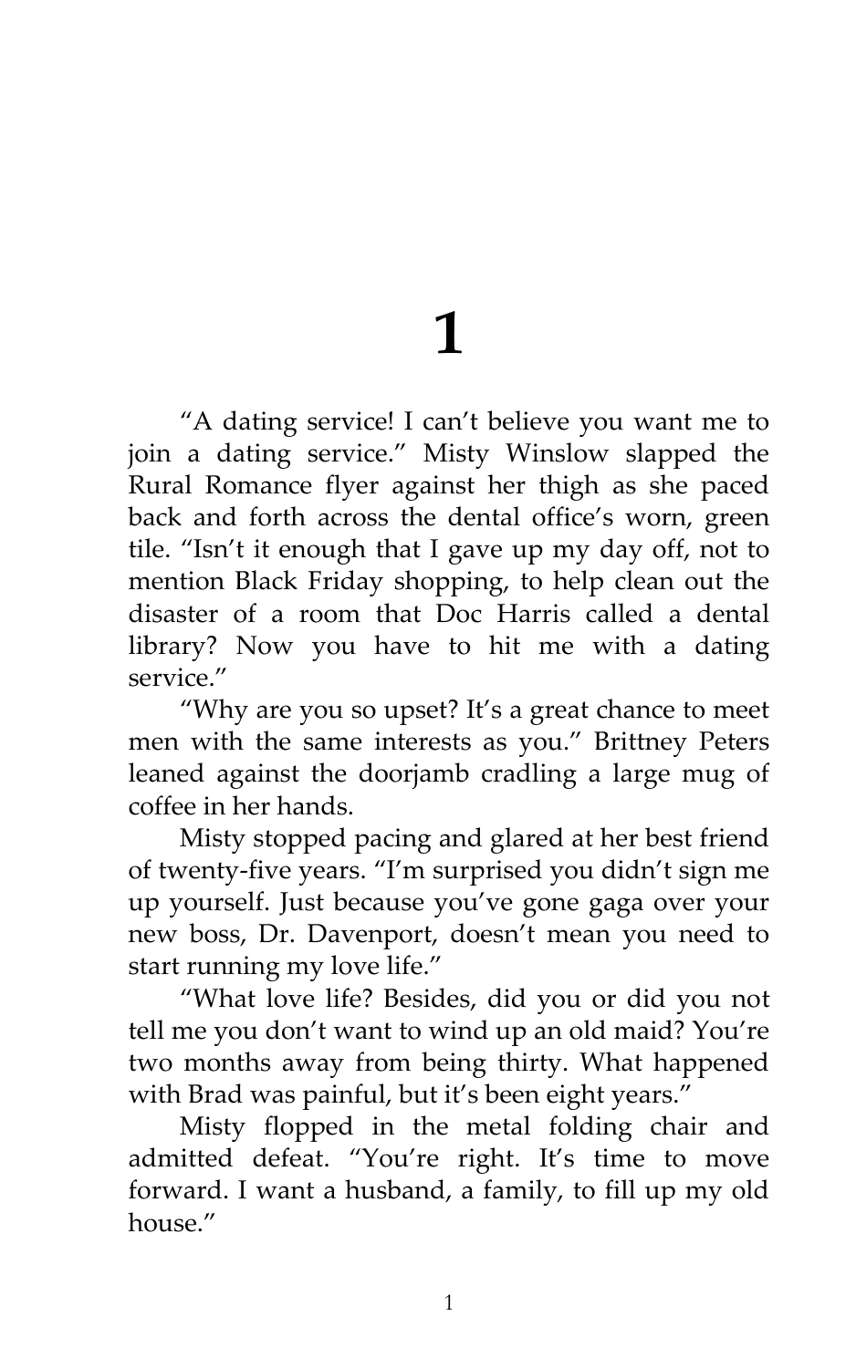# 1

"A dating service! I can't believe you want me to join a dating service." Misty Winslow slapped the Rural Romance flyer against her thigh as she paced back and forth across the dental office's worn, green tile. "Isn't it enough that I gave up my day off, not to mention Black Friday shopping, to help clean out the disaster of a room that Doc Harris called a dental library? Now you have to hit me with a dating service."

"Why are you so upset? It's a great chance to meet men with the same interests as you." Brittney Peters leaned against the doorjamb cradling a large mug of coffee in her hands.

Misty stopped pacing and glared at her best friend of twenty-five years. "I'm surprised you didn't sign me up yourself. Just because you've gone gaga over your new boss, Dr. Davenport, doesn't mean you need to start running my love life."

"What love life? Besides, did you or did you not tell me you don't want to wind up an old maid? You're two months away from being thirty. What happened with Brad was painful, but it's been eight years."

Misty flopped in the metal folding chair and admitted defeat. "You're right. It's time to move forward. I want a husband, a family, to fill up my old house."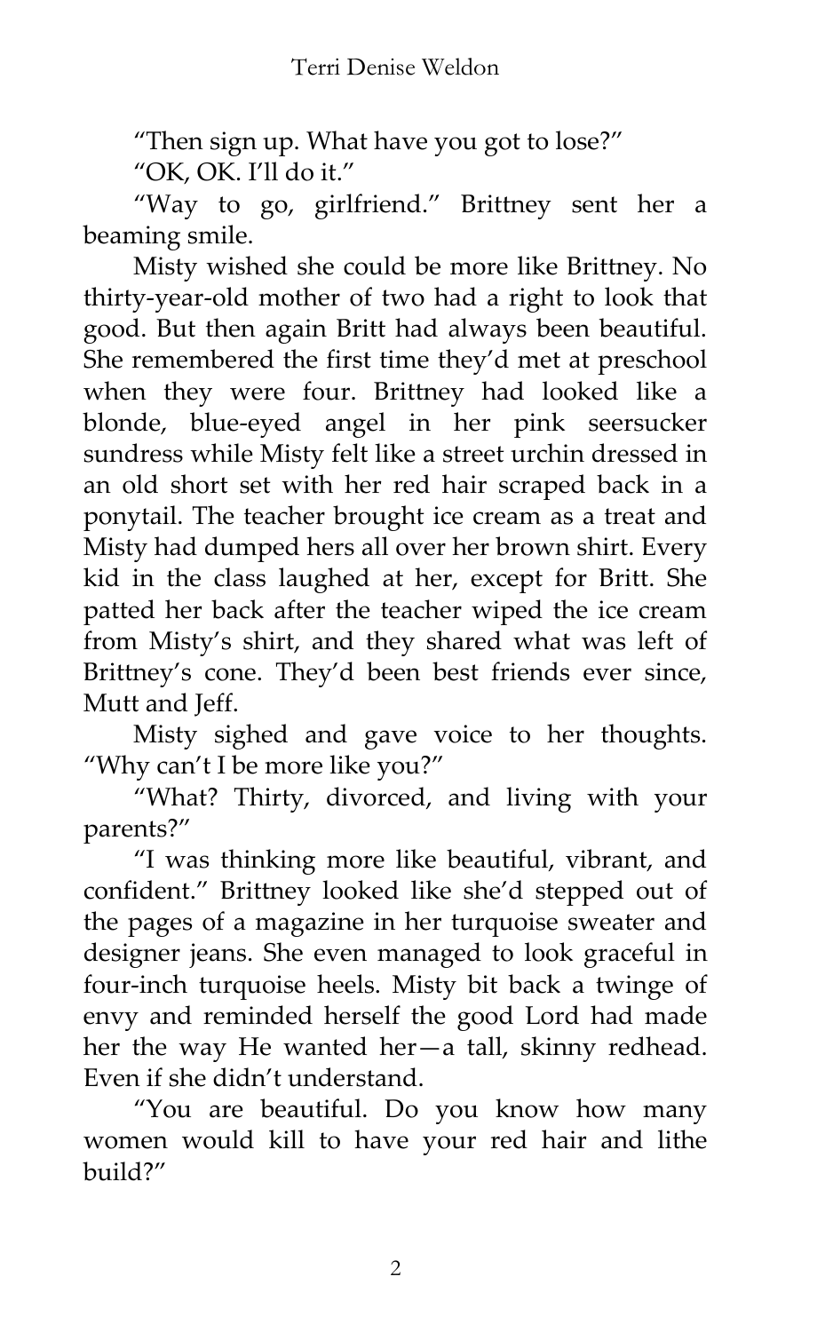"Then sign up. What have you got to lose?"

"OK, OK. I'll do it."

"Way to go, girlfriend." Brittney sent her a beaming smile.

Misty wished she could be more like Brittney. No thirty-year-old mother of two had a right to look that good. But then again Britt had always been beautiful. She remembered the first time they'd met at preschool when they were four. Brittney had looked like a blonde, blue-eyed angel in her pink seersucker sundress while Misty felt like a street urchin dressed in an old short set with her red hair scraped back in a ponytail. The teacher brought ice cream as a treat and Misty had dumped hers all over her brown shirt. Every kid in the class laughed at her, except for Britt. She patted her back after the teacher wiped the ice cream from Misty's shirt, and they shared what was left of Brittney's cone. They'd been best friends ever since, Mutt and Jeff.

Misty sighed and gave voice to her thoughts. "Why can't I be more like you?"

"What? Thirty, divorced, and living with your parents?"

"I was thinking more like beautiful, vibrant, and confident." Brittney looked like she'd stepped out of the pages of a magazine in her turquoise sweater and designer jeans. She even managed to look graceful in four-inch turquoise heels. Misty bit back a twinge of envy and reminded herself the good Lord had made her the way He wanted her—a tall, skinny redhead. Even if she didn't understand.

"You are beautiful. Do you know how many women would kill to have your red hair and lithe build?"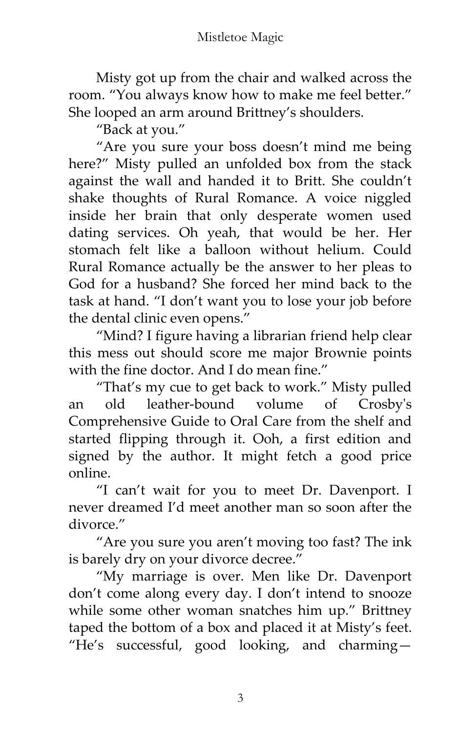Misty got up from the chair and walked across the room. "You always know how to make me feel better." She looped an arm around Brittney's shoulders.

"Back at you."

"Are you sure your boss doesn't mind me being here?" Misty pulled an unfolded box from the stack against the wall and handed it to Britt. She couldn't shake thoughts of Rural Romance. A voice niggled inside her brain that only desperate women used dating services. Oh yeah, that would be her. Her stomach felt like a balloon without helium. Could Rural Romance actually be the answer to her pleas to God for a husband? She forced her mind back to the task at hand. "I don't want you to lose your job before the dental clinic even opens."

"Mind? I figure having a librarian friend help clear this mess out should score me major Brownie points with the fine doctor. And I do mean fine."

"That's my cue to get back to work." Misty pulled an old leather-bound volume of Crosby's Comprehensive Guide to Oral Care from the shelf and started flipping through it. Ooh, a first edition and signed by the author. It might fetch a good price online.

"I can't wait for you to meet Dr. Davenport. I never dreamed I'd meet another man so soon after the divorce."

"Are you sure you aren't moving too fast? The ink is barely dry on your divorce decree."

"My marriage is over. Men like Dr. Davenport don't come along every day. I don't intend to snooze while some other woman snatches him up." Brittney taped the bottom of a box and placed it at Misty's feet. "He's successful, good looking, and charming—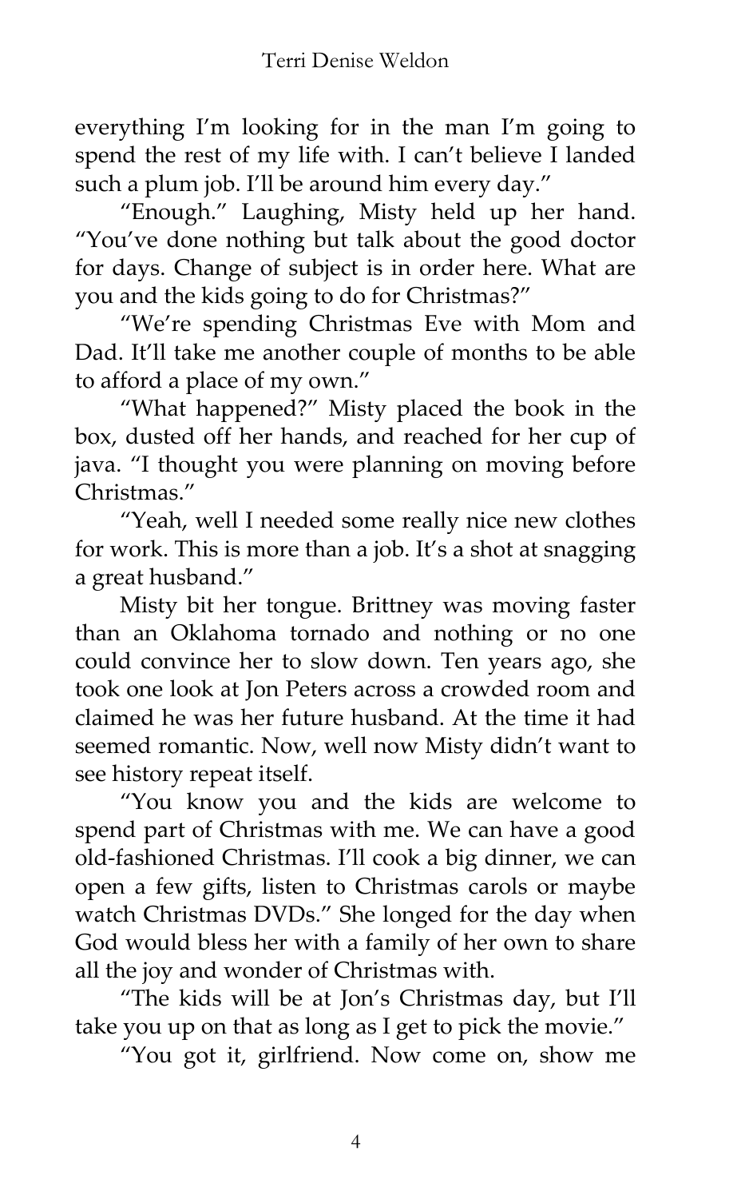everything I'm looking for in the man I'm going to spend the rest of my life with. I can't believe I landed such a plum job. I'll be around him every day."

"Enough." Laughing, Misty held up her hand. "You've done nothing but talk about the good doctor for days. Change of subject is in order here. What are you and the kids going to do for Christmas?"

"We're spending Christmas Eve with Mom and Dad. It'll take me another couple of months to be able to afford a place of my own."

"What happened?" Misty placed the book in the box, dusted off her hands, and reached for her cup of java. "I thought you were planning on moving before Christmas."

"Yeah, well I needed some really nice new clothes for work. This is more than a job. It's a shot at snagging a great husband."

Misty bit her tongue. Brittney was moving faster than an Oklahoma tornado and nothing or no one could convince her to slow down. Ten years ago, she took one look at Jon Peters across a crowded room and claimed he was her future husband. At the time it had seemed romantic. Now, well now Misty didn't want to see history repeat itself.

"You know you and the kids are welcome to spend part of Christmas with me. We can have a good old-fashioned Christmas. I'll cook a big dinner, we can open a few gifts, listen to Christmas carols or maybe watch Christmas DVDs." She longed for the day when God would bless her with a family of her own to share all the joy and wonder of Christmas with.

"The kids will be at Jon's Christmas day, but I'll take you up on that as long as I get to pick the movie."

"You got it, girlfriend. Now come on, show me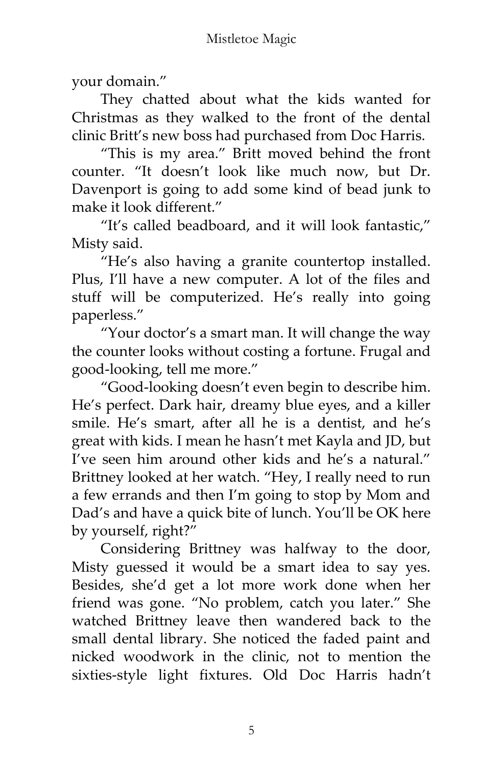your domain."

They chatted about what the kids wanted for Christmas as they walked to the front of the dental clinic Britt's new boss had purchased from Doc Harris.

"This is my area." Britt moved behind the front counter. "It doesn't look like much now, but Dr. Davenport is going to add some kind of bead junk to make it look different."

"It's called beadboard, and it will look fantastic," Misty said.

"He's also having a granite countertop installed. Plus, I'll have a new computer. A lot of the files and stuff will be computerized. He's really into going paperless."

"Your doctor's a smart man. It will change the way the counter looks without costing a fortune. Frugal and good-looking, tell me more."

"Good-looking doesn't even begin to describe him. He's perfect. Dark hair, dreamy blue eyes, and a killer smile. He's smart, after all he is a dentist, and he's great with kids. I mean he hasn't met Kayla and JD, but I've seen him around other kids and he's a natural." Brittney looked at her watch. "Hey, I really need to run a few errands and then I'm going to stop by Mom and Dad's and have a quick bite of lunch. You'll be OK here by yourself, right?"

Considering Brittney was halfway to the door, Misty guessed it would be a smart idea to say yes. Besides, she'd get a lot more work done when her friend was gone. "No problem, catch you later." She watched Brittney leave then wandered back to the small dental library. She noticed the faded paint and nicked woodwork in the clinic, not to mention the sixties-style light fixtures. Old Doc Harris hadn't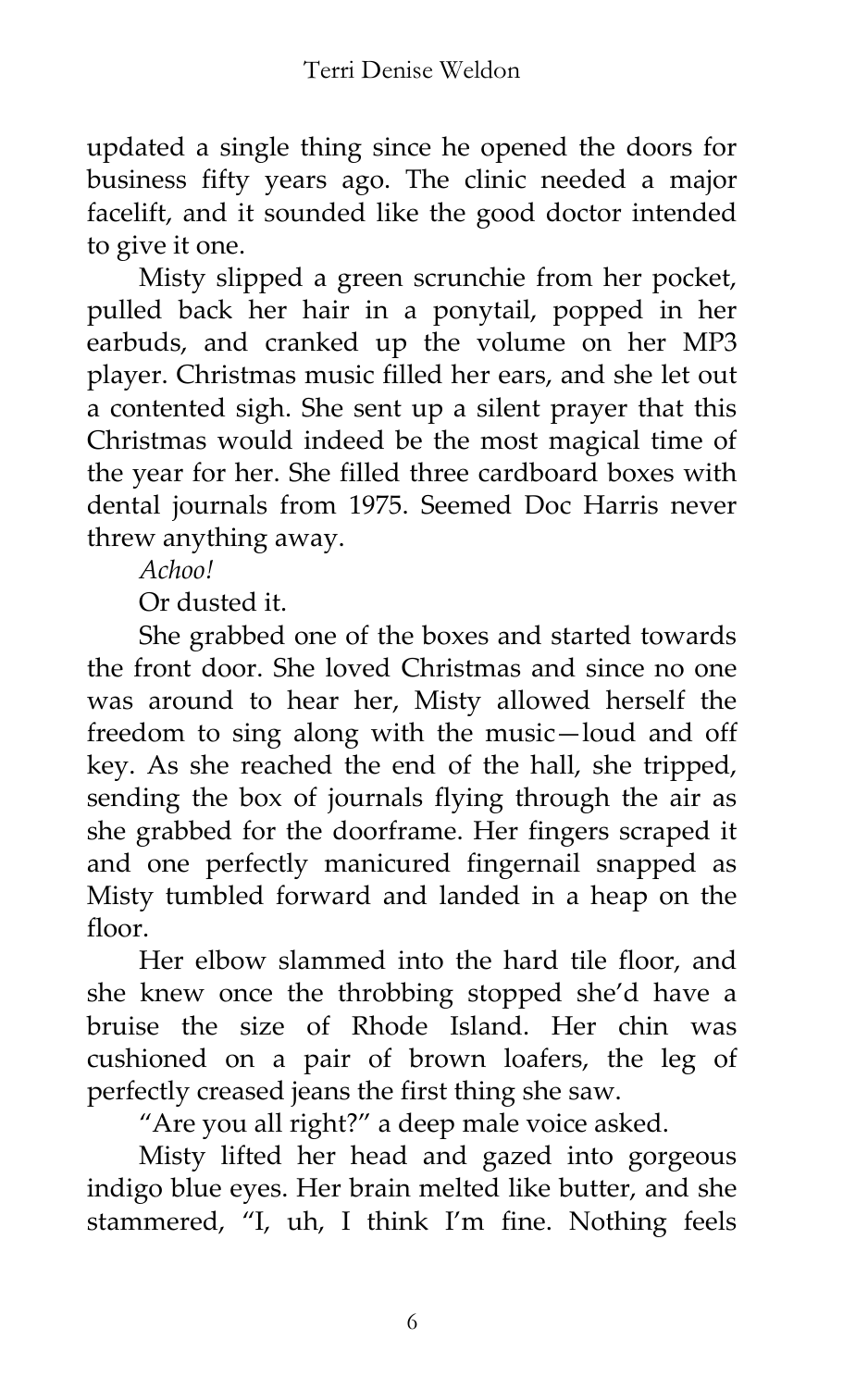updated a single thing since he opened the doors for business fifty years ago. The clinic needed a major facelift, and it sounded like the good doctor intended to give it one.

Misty slipped a green scrunchie from her pocket, pulled back her hair in a ponytail, popped in her earbuds, and cranked up the volume on her MP3 player. Christmas music filled her ears, and she let out a contented sigh. She sent up a silent prayer that this Christmas would indeed be the most magical time of the year for her. She filled three cardboard boxes with dental journals from 1975. Seemed Doc Harris never threw anything away.

*Achoo!*

Or dusted it.

She grabbed one of the boxes and started towards the front door. She loved Christmas and since no one was around to hear her, Misty allowed herself the freedom to sing along with the music—loud and off key. As she reached the end of the hall, she tripped, sending the box of journals flying through the air as she grabbed for the doorframe. Her fingers scraped it and one perfectly manicured fingernail snapped as Misty tumbled forward and landed in a heap on the floor.

Her elbow slammed into the hard tile floor, and she knew once the throbbing stopped she'd have a bruise the size of Rhode Island. Her chin was cushioned on a pair of brown loafers, the leg of perfectly creased jeans the first thing she saw.

"Are you all right?" a deep male voice asked.

Misty lifted her head and gazed into gorgeous indigo blue eyes. Her brain melted like butter, and she stammered, "I, uh, I think I'm fine. Nothing feels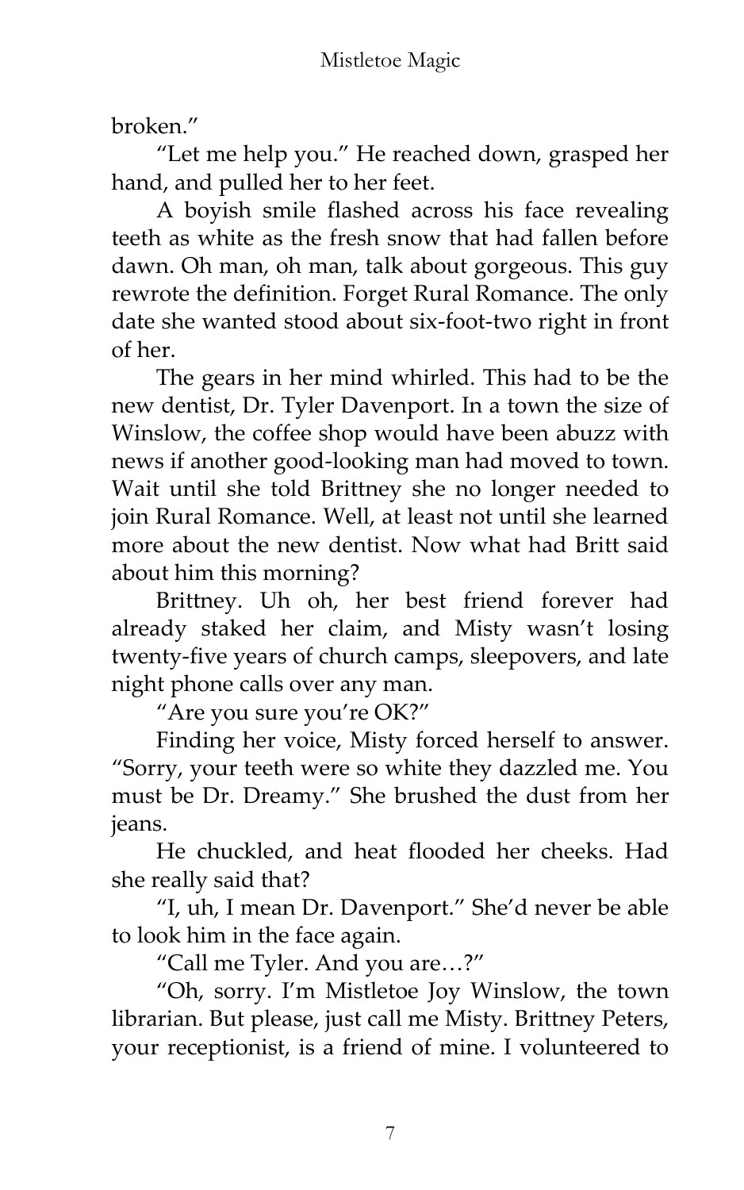broken."

"Let me help you." He reached down, grasped her hand, and pulled her to her feet.

A boyish smile flashed across his face revealing teeth as white as the fresh snow that had fallen before dawn. Oh man, oh man, talk about gorgeous. This guy rewrote the definition. Forget Rural Romance. The only date she wanted stood about six-foot-two right in front of her.

The gears in her mind whirled. This had to be the new dentist, Dr. Tyler Davenport. In a town the size of Winslow, the coffee shop would have been abuzz with news if another good-looking man had moved to town. Wait until she told Brittney she no longer needed to join Rural Romance. Well, at least not until she learned more about the new dentist. Now what had Britt said about him this morning?

Brittney. Uh oh, her best friend forever had already staked her claim, and Misty wasn't losing twenty-five years of church camps, sleepovers, and late night phone calls over any man.

"Are you sure you're OK?"

Finding her voice, Misty forced herself to answer. "Sorry, your teeth were so white they dazzled me. You must be Dr. Dreamy." She brushed the dust from her jeans.

He chuckled, and heat flooded her cheeks. Had she really said that?

"I, uh, I mean Dr. Davenport." She'd never be able to look him in the face again.

"Call me Tyler. And you are…?"

"Oh, sorry. I'm Mistletoe Joy Winslow, the town librarian. But please, just call me Misty. Brittney Peters, your receptionist, is a friend of mine. I volunteered to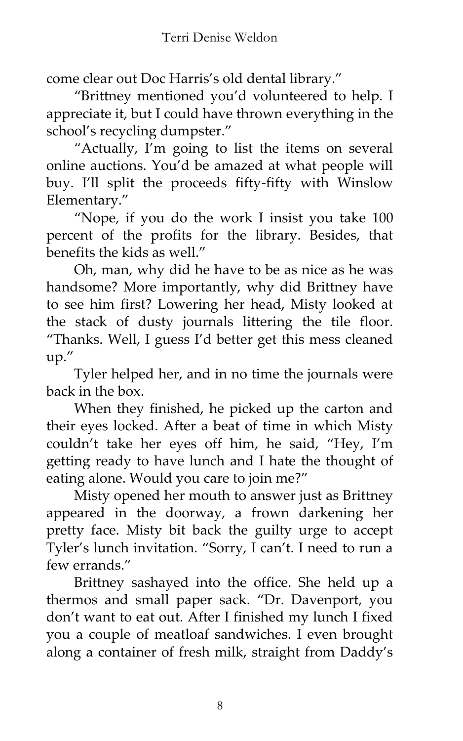come clear out Doc Harris's old dental library."

"Brittney mentioned you'd volunteered to help. I appreciate it, but I could have thrown everything in the school's recycling dumpster."

"Actually, I'm going to list the items on several online auctions. You'd be amazed at what people will buy. I'll split the proceeds fifty-fifty with Winslow Elementary."

"Nope, if you do the work I insist you take 100 percent of the profits for the library. Besides, that benefits the kids as well."

Oh, man, why did he have to be as nice as he was handsome? More importantly, why did Brittney have to see him first? Lowering her head, Misty looked at the stack of dusty journals littering the tile floor. "Thanks. Well, I guess I'd better get this mess cleaned up."

Tyler helped her, and in no time the journals were back in the box.

When they finished, he picked up the carton and their eyes locked. After a beat of time in which Misty couldn't take her eyes off him, he said, "Hey, I'm getting ready to have lunch and I hate the thought of eating alone. Would you care to join me?"

Misty opened her mouth to answer just as Brittney appeared in the doorway, a frown darkening her pretty face. Misty bit back the guilty urge to accept Tyler's lunch invitation. "Sorry, I can't. I need to run a few errands."

Brittney sashayed into the office. She held up a thermos and small paper sack. "Dr. Davenport, you don't want to eat out. After I finished my lunch I fixed you a couple of meatloaf sandwiches. I even brought along a container of fresh milk, straight from Daddy's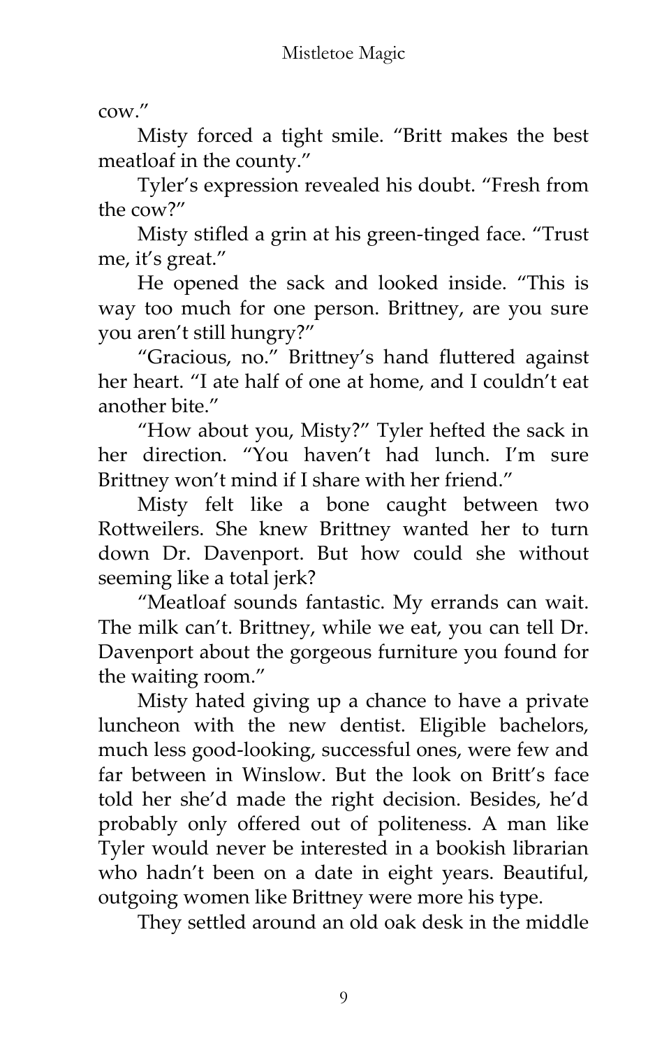cow."

Misty forced a tight smile. "Britt makes the best meatloaf in the county."

Tyler's expression revealed his doubt. "Fresh from the cow?"

Misty stifled a grin at his green-tinged face. "Trust me, it's great."

He opened the sack and looked inside. "This is way too much for one person. Brittney, are you sure you aren't still hungry?"

"Gracious, no." Brittney's hand fluttered against her heart. "I ate half of one at home, and I couldn't eat another bite."

"How about you, Misty?" Tyler hefted the sack in her direction. "You haven't had lunch. I'm sure Brittney won't mind if I share with her friend."

Misty felt like a bone caught between two Rottweilers. She knew Brittney wanted her to turn down Dr. Davenport. But how could she without seeming like a total jerk?

"Meatloaf sounds fantastic. My errands can wait. The milk can't. Brittney, while we eat, you can tell Dr. Davenport about the gorgeous furniture you found for the waiting room."

Misty hated giving up a chance to have a private luncheon with the new dentist. Eligible bachelors, much less good-looking, successful ones, were few and far between in Winslow. But the look on Britt's face told her she'd made the right decision. Besides, he'd probably only offered out of politeness. A man like Tyler would never be interested in a bookish librarian who hadn't been on a date in eight years. Beautiful, outgoing women like Brittney were more his type.

They settled around an old oak desk in the middle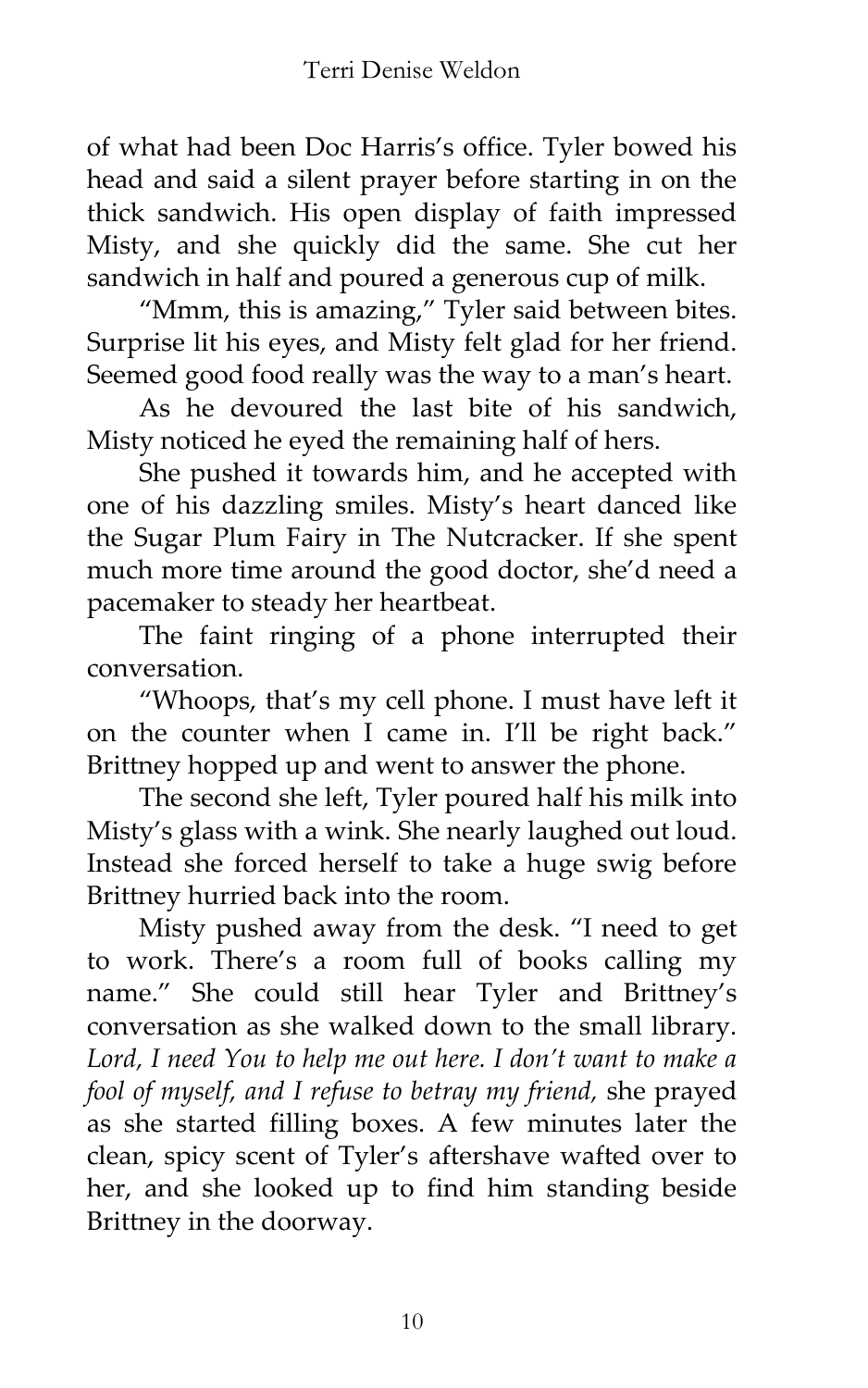of what had been Doc Harris's office. Tyler bowed his head and said a silent prayer before starting in on the thick sandwich. His open display of faith impressed Misty, and she quickly did the same. She cut her sandwich in half and poured a generous cup of milk.

"Mmm, this is amazing," Tyler said between bites. Surprise lit his eyes, and Misty felt glad for her friend. Seemed good food really was the way to a man's heart.

As he devoured the last bite of his sandwich, Misty noticed he eyed the remaining half of hers.

She pushed it towards him, and he accepted with one of his dazzling smiles. Misty's heart danced like the Sugar Plum Fairy in The Nutcracker. If she spent much more time around the good doctor, she'd need a pacemaker to steady her heartbeat.

The faint ringing of a phone interrupted their conversation.

"Whoops, that's my cell phone. I must have left it on the counter when I came in. I'll be right back." Brittney hopped up and went to answer the phone.

The second she left, Tyler poured half his milk into Misty's glass with a wink. She nearly laughed out loud. Instead she forced herself to take a huge swig before Brittney hurried back into the room.

Misty pushed away from the desk. "I need to get to work. There's a room full of books calling my name." She could still hear Tyler and Brittney's conversation as she walked down to the small library. *Lord, I need You to help me out here. I don't want to make a fool of myself, and I refuse to betray my friend,* she prayed as she started filling boxes. A few minutes later the clean, spicy scent of Tyler's aftershave wafted over to her, and she looked up to find him standing beside Brittney in the doorway.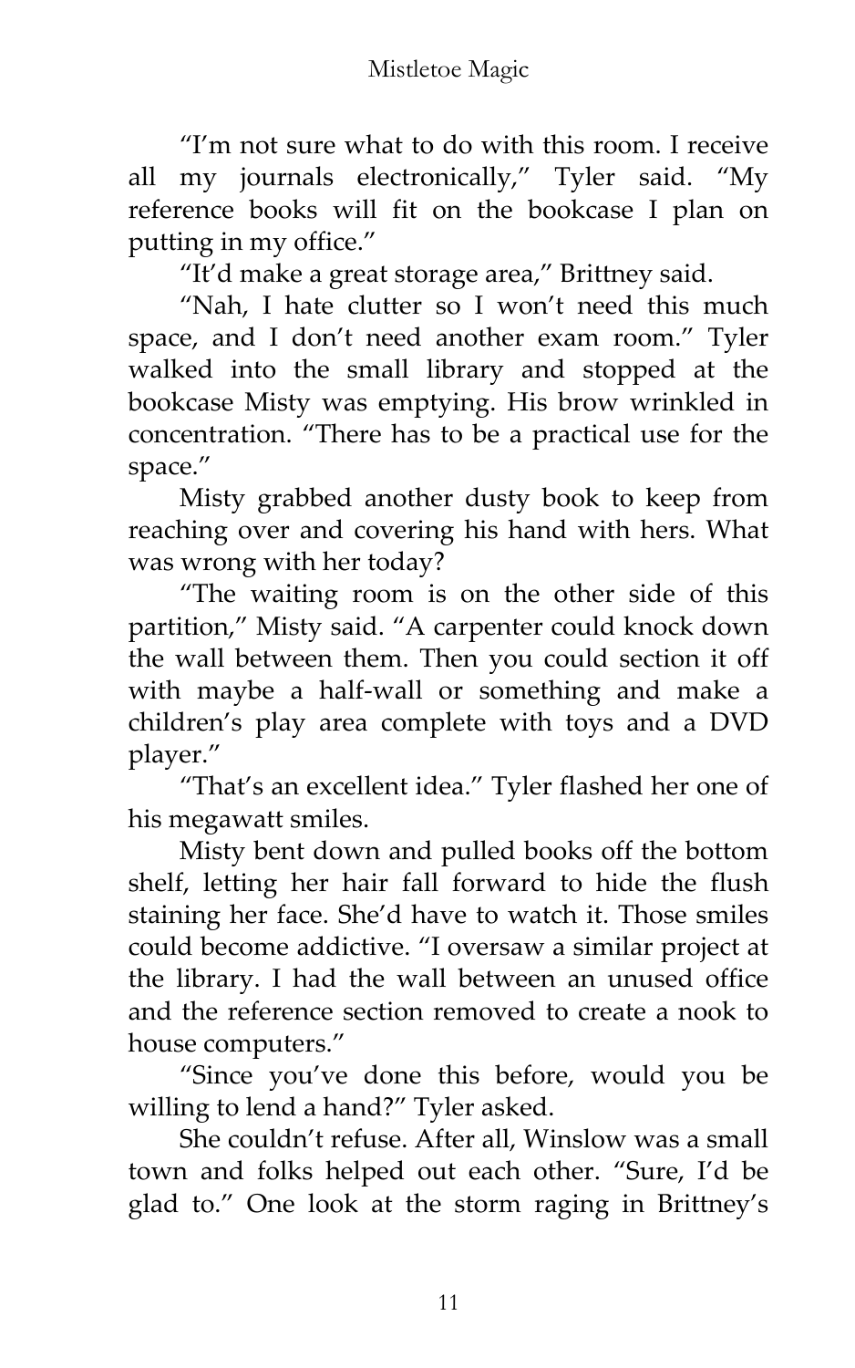"I'm not sure what to do with this room. I receive all my journals electronically," Tyler said. "My reference books will fit on the bookcase I plan on putting in my office."

"It'd make a great storage area," Brittney said.

"Nah, I hate clutter so I won't need this much space, and I don't need another exam room." Tyler walked into the small library and stopped at the bookcase Misty was emptying. His brow wrinkled in concentration. "There has to be a practical use for the space."

Misty grabbed another dusty book to keep from reaching over and covering his hand with hers. What was wrong with her today?

"The waiting room is on the other side of this partition," Misty said. "A carpenter could knock down the wall between them. Then you could section it off with maybe a half-wall or something and make a children's play area complete with toys and a DVD player."

"That's an excellent idea." Tyler flashed her one of his megawatt smiles.

Misty bent down and pulled books off the bottom shelf, letting her hair fall forward to hide the flush staining her face. She'd have to watch it. Those smiles could become addictive. "I oversaw a similar project at the library. I had the wall between an unused office and the reference section removed to create a nook to house computers."

"Since you've done this before, would you be willing to lend a hand?" Tyler asked.

She couldn't refuse. After all, Winslow was a small town and folks helped out each other. "Sure, I'd be glad to." One look at the storm raging in Brittney's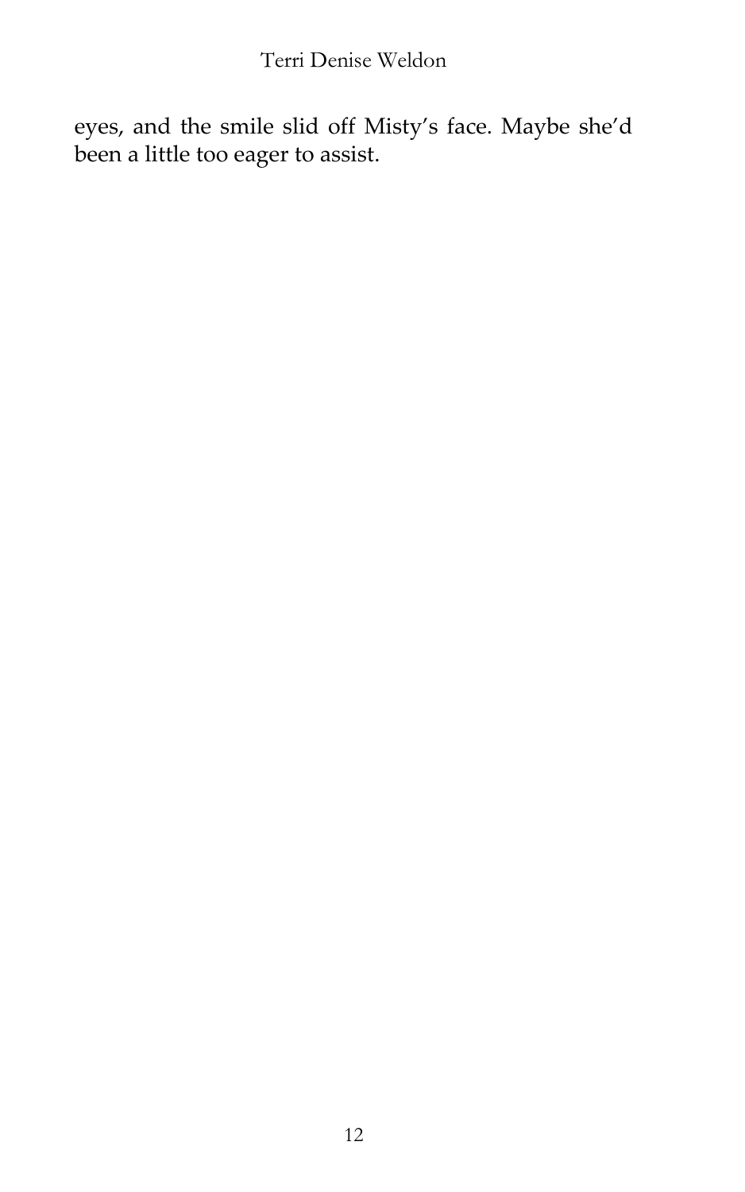eyes, and the smile slid off Misty's face. Maybe she'd been a little too eager to assist.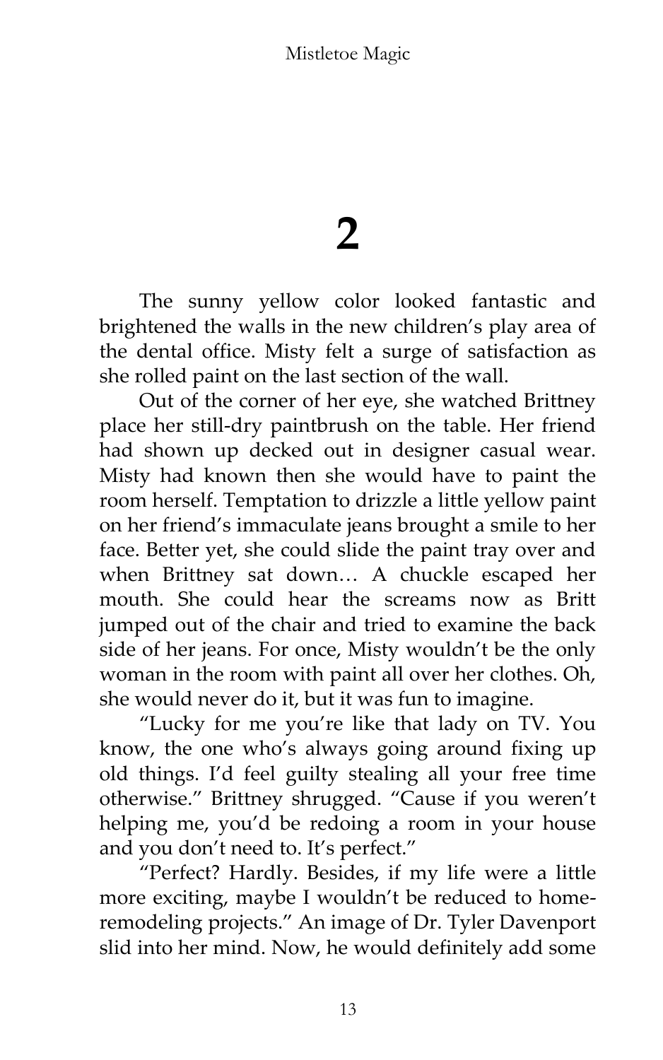# 2

The sunny yellow color looked fantastic and brightened the walls in the new children's play area of the dental office. Misty felt a surge of satisfaction as she rolled paint on the last section of the wall.

Out of the corner of her eye, she watched Brittney place her still-dry paintbrush on the table. Her friend had shown up decked out in designer casual wear. Misty had known then she would have to paint the room herself. Temptation to drizzle a little yellow paint on her friend's immaculate jeans brought a smile to her face. Better yet, she could slide the paint tray over and when Brittney sat down… A chuckle escaped her mouth. She could hear the screams now as Britt jumped out of the chair and tried to examine the back side of her jeans. For once, Misty wouldn't be the only woman in the room with paint all over her clothes. Oh, she would never do it, but it was fun to imagine.

"Lucky for me you're like that lady on TV. You know, the one who's always going around fixing up old things. I'd feel guilty stealing all your free time otherwise." Brittney shrugged. "Cause if you weren't helping me, you'd be redoing a room in your house and you don't need to. It's perfect."

"Perfect? Hardly. Besides, if my life were a little more exciting, maybe I wouldn't be reduced to home-remodeling projects." An image of Dr. Tyler Davenport slid into her mind. Now, he would definitely add some